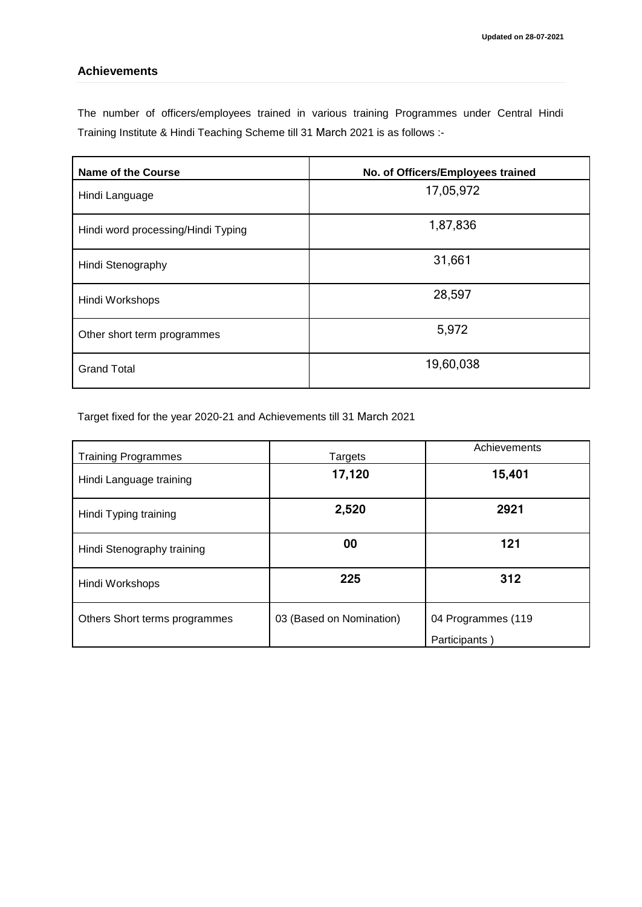Updated on 28-07-2021

## Achievements

The number of officers/employees trained in various training Programmes under Central Hindi Training Institute & Hindi Teaching Scheme till 31 March 2021 is as follows :-

| Name of the Course | No. of Officers/Employees trained |
|---|---|
| Hindi Language | 17,05,972 |
| Hindi word processing/Hindi Typing | 1,87,836 |
| Hindi Stenography | 31,661 |
| Hindi Workshops | 28,597 |
| Other short term programmes | 5,972 |
| Grand Total | 19,60,038 |

Target fixed for the year 2020-21 and Achievements till 31 March 2021

| Training Programmes | Targets | Achievements |
|---|---|---|
| Hindi Language training | **17,120** | **15,401** |
| Hindi Typing training | **2,520** | **2921** |
| Hindi Stenography training | **00** | **121** |
| Hindi Workshops | **225** | **312** |
| Others Short terms programmes | 03 (Based on Nomination) | 04 Programmes (119 Participants ) |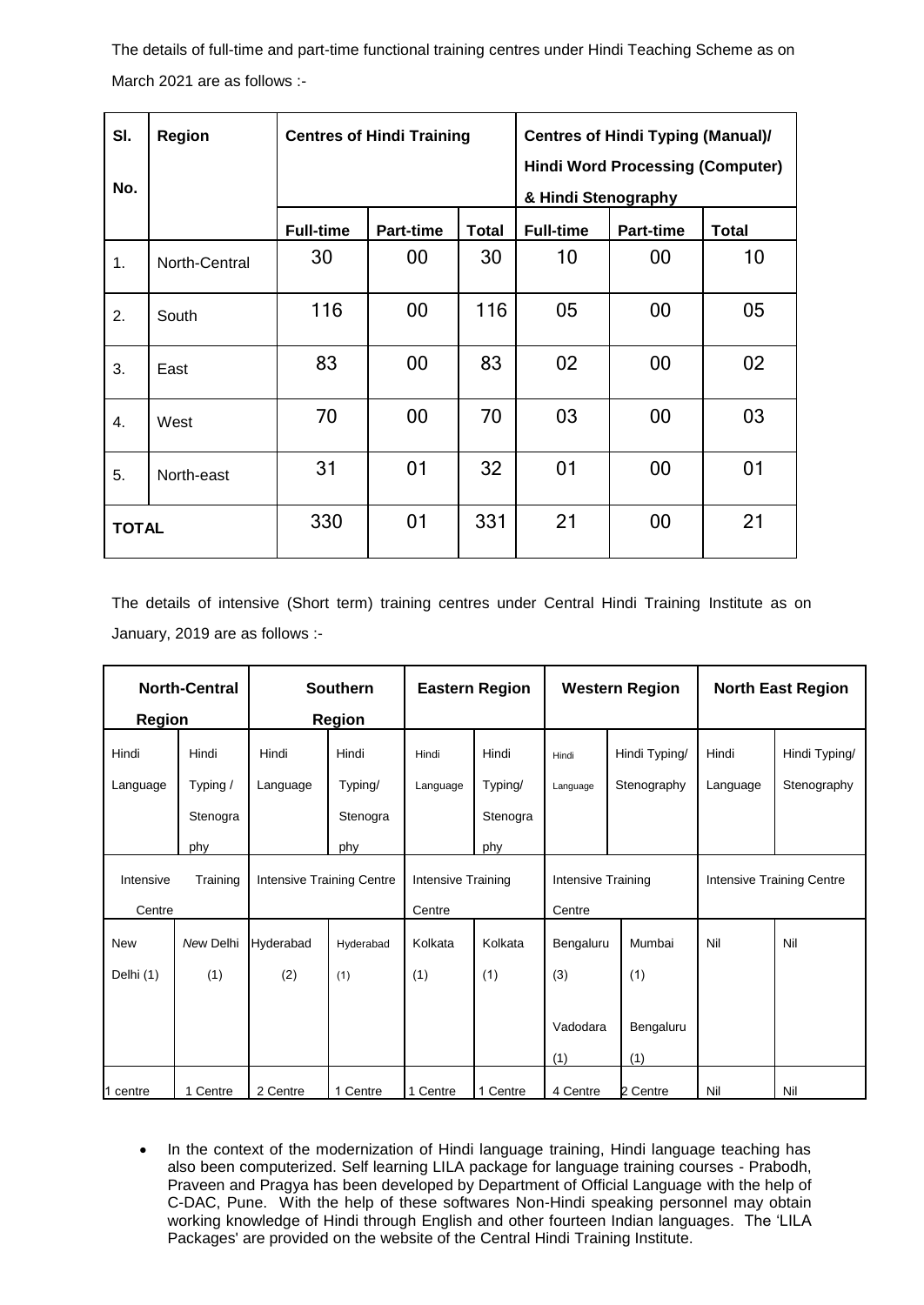The details of full-time and part-time functional training centres under Hindi Teaching Scheme as on March 2021 are as follows :-

| Sl. No. | Region | Centres of Hindi Training | | | Centres of Hindi Typing (Manual)/ Hindi Word Processing (Computer) & Hindi Stenography | | |
|---|---|---|---|---|---|---|---|
| | | Full-time | Part-time | Total | Full-time | Part-time | Total |
| 1. | North-Central | 30 | 00 | 30 | 10 | 00 | 10 |
| 2. | South | 116 | 00 | 116 | 05 | 00 | 05 |
| 3. | East | 83 | 00 | 83 | 02 | 00 | 02 |
| 4. | West | 70 | 00 | 70 | 03 | 00 | 03 |
| 5. | North-east | 31 | 01 | 32 | 01 | 00 | 01 |
| TOTAL | | 330 | 01 | 331 | 21 | 00 | 21 |

The details of intensive (Short term) training centres under Central Hindi Training Institute as on January, 2019 are as follows :-

| North-Central Region | | Southern Region | | Eastern Region | | Western Region | | North East Region | |
|---|---|---|---|---|---|---|---|---|---|
| Hindi Language | Hindi Typing / Stenography | Hindi Language | Hindi Typing/ Stenography | Hindi Language | Hindi Typing/ Stenography | Hindi Language | Hindi Typing/ Stenography | Hindi Language | Hindi Typing/ Stenography |
| Intensive Training Centre | | Intensive Training Centre | | Intensive Training Centre | | Intensive Training Centre | | Intensive Training Centre | |
| New Delhi (1) | New Delhi (1) | Hyderabad (2) | Hyderabad (1) | Kolkata (1) | Kolkata (1) | Bengaluru (3)<br>Vadodara (1) | Mumbai (1)<br>Bengaluru (1) | Nil | Nil |
| 1 centre | 1 Centre | 2 Centre | 1 Centre | 1 Centre | 1 Centre | 4 Centre | 2 Centre | Nil | Nil |

- In the context of the modernization of Hindi language training, Hindi language teaching has also been computerized. Self learning LILA package for language training courses - Prabodh, Praveen and Pragya has been developed by Department of Official Language with the help of C-DAC, Pune. With the help of these softwares Non-Hindi speaking personnel may obtain working knowledge of Hindi through English and other fourteen Indian languages. The 'LILA Packages' are provided on the website of the Central Hindi Training Institute.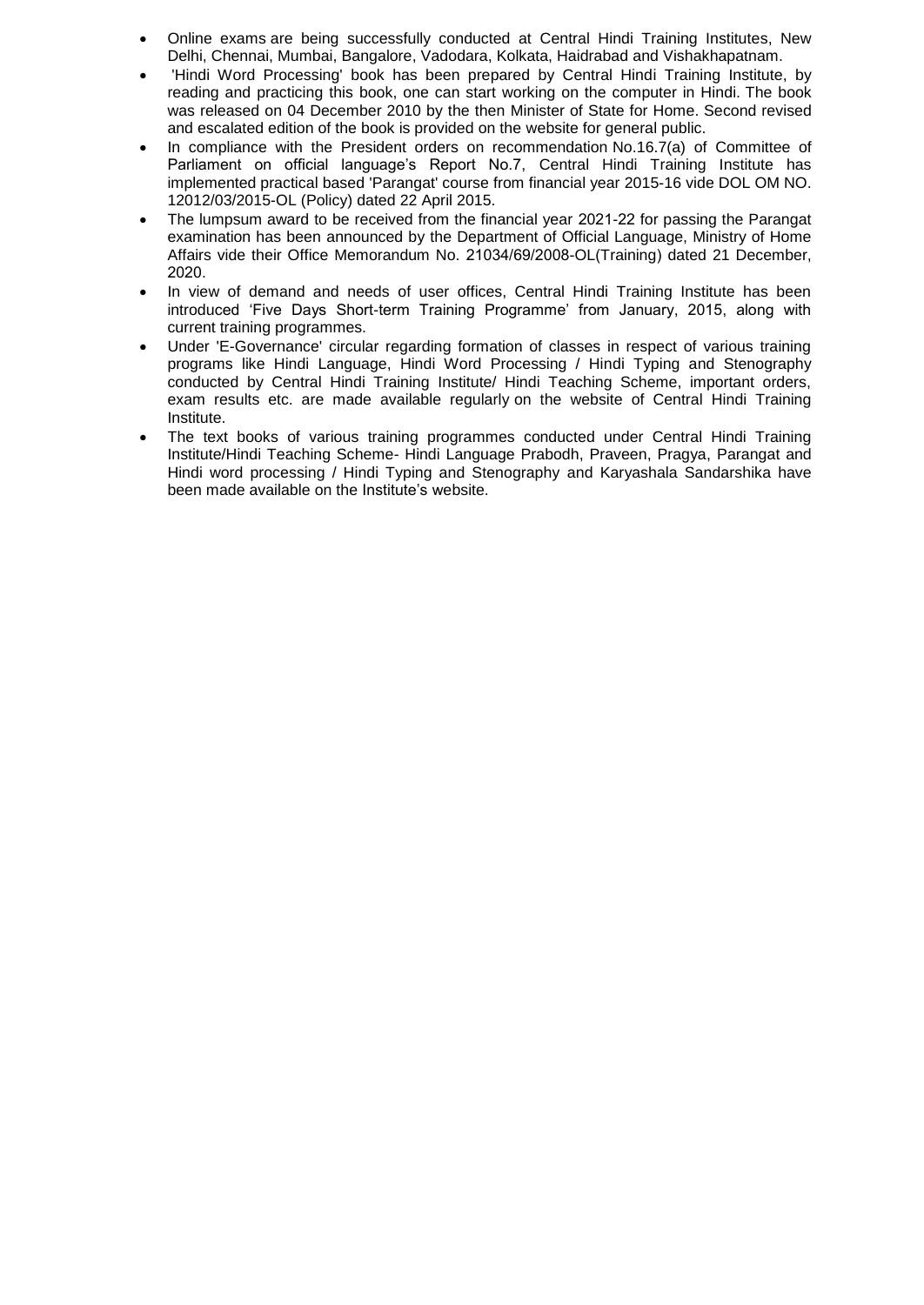- Online exams are being successfully conducted at Central Hindi Training Institutes, New Delhi, Chennai, Mumbai, Bangalore, Vadodara, Kolkata, Haidrabad and Vishakhapatnam.
- 'Hindi Word Processing' book has been prepared by Central Hindi Training Institute, by reading and practicing this book, one can start working on the computer in Hindi. The book was released on 04 December 2010 by the then Minister of State for Home. Second revised and escalated edition of the book is provided on the website for general public.
- In compliance with the President orders on recommendation No.16.7(a) of Committee of Parliament on official language's Report No.7, Central Hindi Training Institute has implemented practical based 'Parangat' course from financial year 2015-16 vide DOL OM NO. 12012/03/2015-OL (Policy) dated 22 April 2015.
- The lumpsum award to be received from the financial year 2021-22 for passing the Parangat examination has been announced by the Department of Official Language, Ministry of Home Affairs vide their Office Memorandum No. 21034/69/2008-OL(Training) dated 21 December, 2020.
- In view of demand and needs of user offices, Central Hindi Training Institute has been introduced 'Five Days Short-term Training Programme' from January, 2015, along with current training programmes.
- Under 'E-Governance' circular regarding formation of classes in respect of various training programs like Hindi Language, Hindi Word Processing / Hindi Typing and Stenography conducted by Central Hindi Training Institute/ Hindi Teaching Scheme, important orders, exam results etc. are made available regularly on the website of Central Hindi Training Institute.
- The text books of various training programmes conducted under Central Hindi Training Institute/Hindi Teaching Scheme- Hindi Language Prabodh, Praveen, Pragya, Parangat and Hindi word processing / Hindi Typing and Stenography and Karyashala Sandarshika have been made available on the Institute's website.